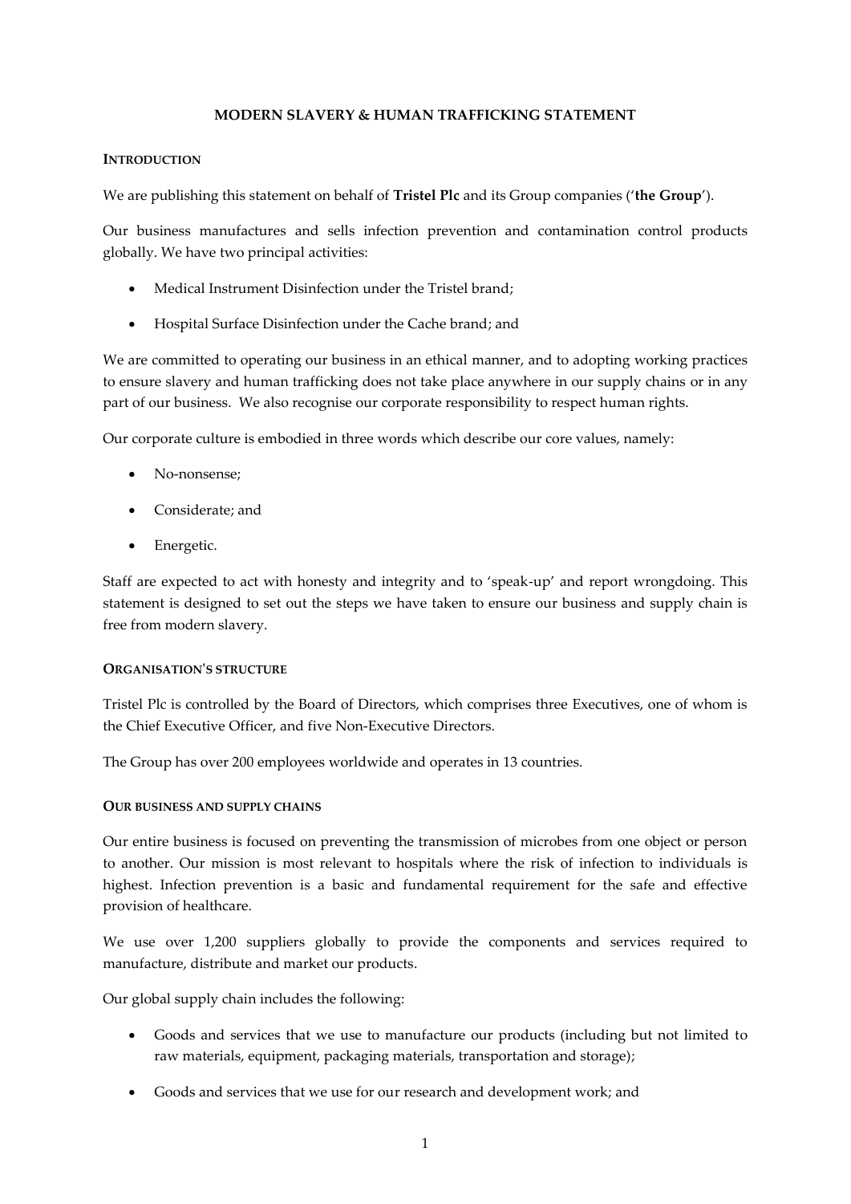# MODERN SLAVERY & HUMAN TRAFFICKING STATEMENT

## INTRODUCTION

We are publishing this statement on behalf of **Tristel Plc** and its Group companies ('**the Group**').

Our business manufactures and sells infection prevention and contamination control products globally. We have two principal activities:

- Medical Instrument Disinfection under the Tristel brand;
- Hospital Surface Disinfection under the Cache brand; and

We are committed to operating our business in an ethical manner, and to adopting working practices to ensure slavery and human trafficking does not take place anywhere in our supply chains or in any part of our business. We also recognise our corporate responsibility to respect human rights.

Our corporate culture is embodied in three words which describe our core values, namely:

- No-nonsense;
- Considerate; and
- Energetic.

Staff are expected to act with honesty and integrity and to 'speak-up' and report wrongdoing. This statement is designed to set out the steps we have taken to ensure our business and supply chain is free from modern slavery.

## ORGANISATION'S STRUCTURE

Tristel Plc is controlled by the Board of Directors, which comprises three Executives, one of whom is the Chief Executive Officer, and five Non-Executive Directors.

The Group has over 200 employees worldwide and operates in 13 countries.

## OUR BUSINESS AND SUPPLY CHAINS

Our entire business is focused on preventing the transmission of microbes from one object or person to another. Our mission is most relevant to hospitals where the risk of infection to individuals is highest. Infection prevention is a basic and fundamental requirement for the safe and effective provision of healthcare.

We use over 1,200 suppliers globally to provide the components and services required to manufacture, distribute and market our products.

Our global supply chain includes the following:

- Goods and services that we use to manufacture our products (including but not limited to raw materials, equipment, packaging materials, transportation and storage);
- Goods and services that we use for our research and development work; and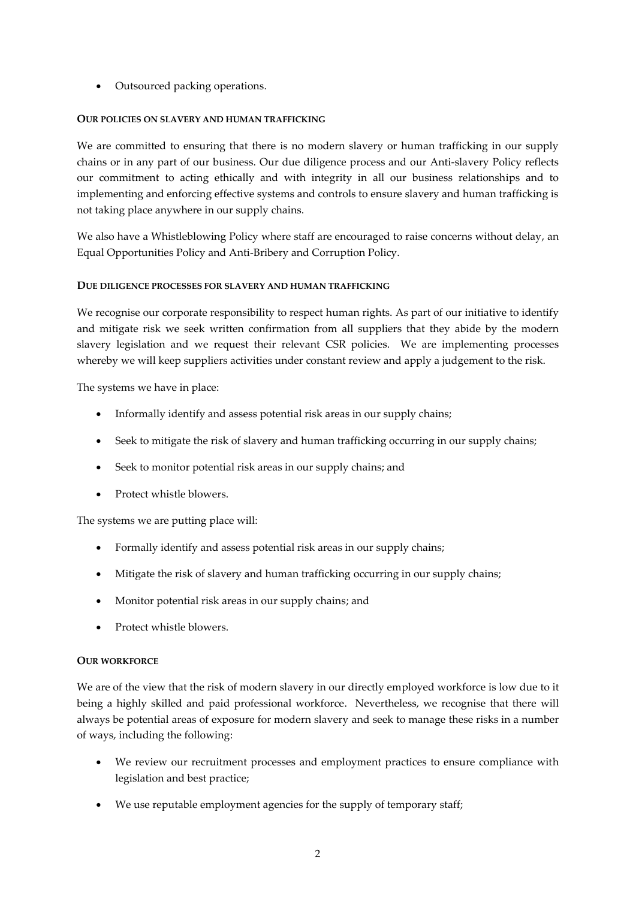- Outsourced packing operations.

## OUR POLICIES ON SLAVERY AND HUMAN TRAFFICKING

We are committed to ensuring that there is no modern slavery or human trafficking in our supply chains or in any part of our business. Our due diligence process and our Anti-slavery Policy reflects our commitment to acting ethically and with integrity in all our business relationships and to implementing and enforcing effective systems and controls to ensure slavery and human trafficking is not taking place anywhere in our supply chains.

We also have a Whistleblowing Policy where staff are encouraged to raise concerns without delay, an Equal Opportunities Policy and Anti-Bribery and Corruption Policy.

## DUE DILIGENCE PROCESSES FOR SLAVERY AND HUMAN TRAFFICKING

We recognise our corporate responsibility to respect human rights. As part of our initiative to identify and mitigate risk we seek written confirmation from all suppliers that they abide by the modern slavery legislation and we request their relevant CSR policies. We are implementing processes whereby we will keep suppliers activities under constant review and apply a judgement to the risk.

The systems we have in place:

- Informally identify and assess potential risk areas in our supply chains;
- Seek to mitigate the risk of slavery and human trafficking occurring in our supply chains;
- Seek to monitor potential risk areas in our supply chains; and
- Protect whistle blowers.

The systems we are putting place will:

- Formally identify and assess potential risk areas in our supply chains;
- Mitigate the risk of slavery and human trafficking occurring in our supply chains;
- Monitor potential risk areas in our supply chains; and
- Protect whistle blowers.

## OUR WORKFORCE

We are of the view that the risk of modern slavery in our directly employed workforce is low due to it being a highly skilled and paid professional workforce. Nevertheless, we recognise that there will always be potential areas of exposure for modern slavery and seek to manage these risks in a number of ways, including the following:

- We review our recruitment processes and employment practices to ensure compliance with legislation and best practice;
- We use reputable employment agencies for the supply of temporary staff;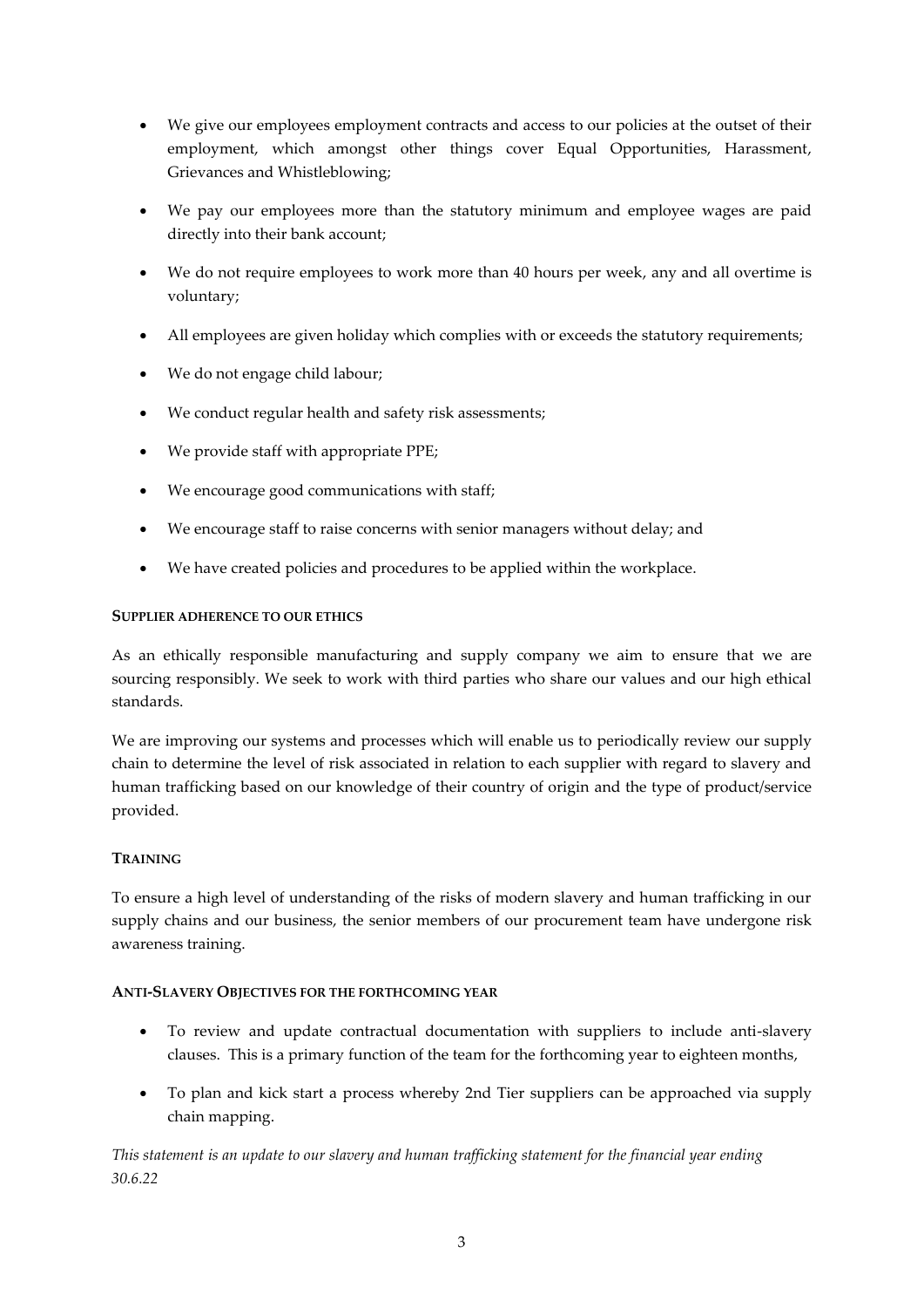- We give our employees employment contracts and access to our policies at the outset of their employment, which amongst other things cover Equal Opportunities, Harassment, Grievances and Whistleblowing;
- We pay our employees more than the statutory minimum and employee wages are paid directly into their bank account;
- We do not require employees to work more than 40 hours per week, any and all overtime is voluntary;
- All employees are given holiday which complies with or exceeds the statutory requirements;
- We do not engage child labour;
- We conduct regular health and safety risk assessments;
- We provide staff with appropriate PPE;
- We encourage good communications with staff;
- We encourage staff to raise concerns with senior managers without delay; and
- We have created policies and procedures to be applied within the workplace.

**SUPPLIER ADHERENCE TO OUR ETHICS**

As an ethically responsible manufacturing and supply company we aim to ensure that we are sourcing responsibly. We seek to work with third parties who share our values and our high ethical standards.

We are improving our systems and processes which will enable us to periodically review our supply chain to determine the level of risk associated in relation to each supplier with regard to slavery and human trafficking based on our knowledge of their country of origin and the type of product/service provided.

**TRAINING**

To ensure a high level of understanding of the risks of modern slavery and human trafficking in our supply chains and our business, the senior members of our procurement team have undergone risk awareness training.

**ANTI-SLAVERY OBJECTIVES FOR THE FORTHCOMING YEAR**

- To review and update contractual documentation with suppliers to include anti-slavery clauses. This is a primary function of the team for the forthcoming year to eighteen months,
- To plan and kick start a process whereby 2nd Tier suppliers can be approached via supply chain mapping.

*This statement is an update to our slavery and human trafficking statement for the financial year ending 30.6.22*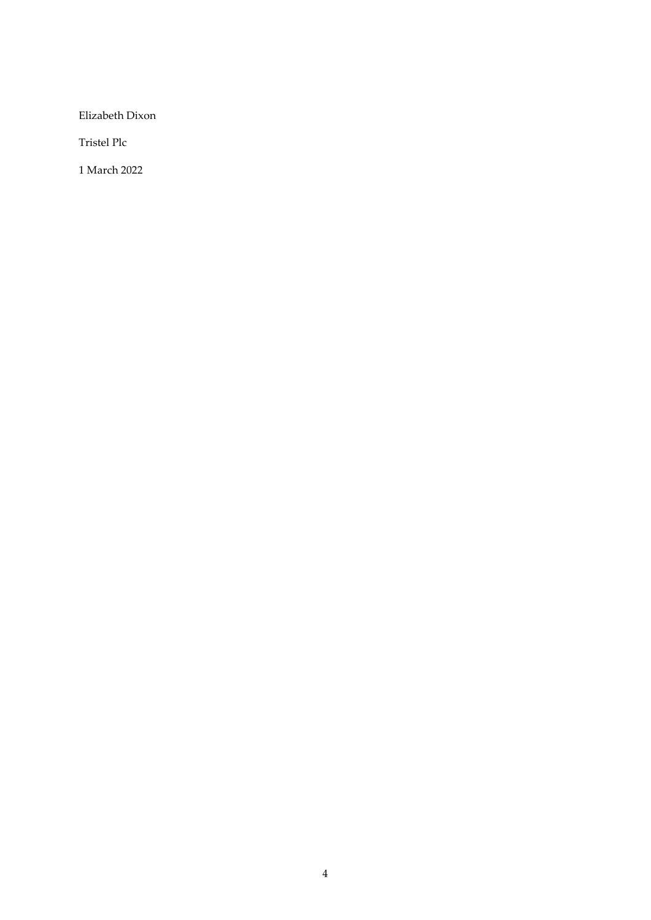Elizabeth Dixon

Tristel Plc

1 March 2022